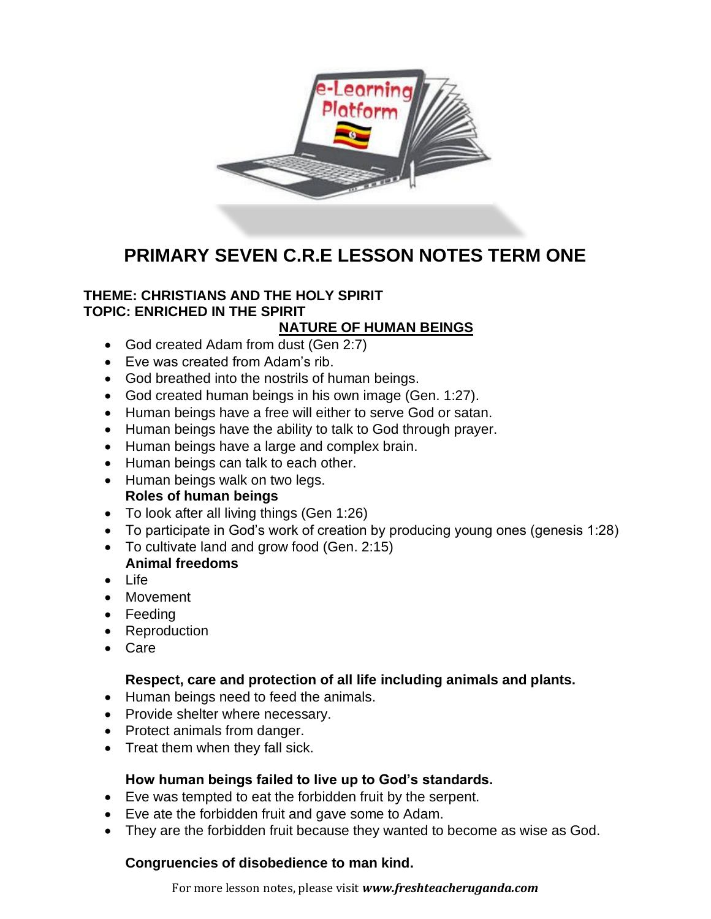# PRIMARY SEVEN C.R.E LESSON NOTES TERM ONE

**THEME: CHRISTIANS AND THE HOLY SPIRIT**
**TOPIC: ENRICHED IN THE SPIRIT**

## NATURE OF HUMAN BEINGS

- God created Adam from dust (Gen 2:7)
- Eve was created from Adam's rib.
- God breathed into the nostrils of human beings.
- God created human beings in his own image (Gen. 1:27).
- Human beings have a free will either to serve God or satan.
- Human beings have the ability to talk to God through prayer.
- Human beings have a large and complex brain.
- Human beings can talk to each other.
- Human beings walk on two legs.

**Roles of human beings**

- To look after all living things (Gen 1:26)
- To participate in God's work of creation by producing young ones (genesis 1:28)
- To cultivate land and grow food (Gen. 2:15)

**Animal freedoms**

- Life
- Movement
- Feeding
- Reproduction
- Care

**Respect, care and protection of all life including animals and plants.**

- Human beings need to feed the animals.
- Provide shelter where necessary.
- Protect animals from danger.
- Treat them when they fall sick.

**How human beings failed to live up to God's standards.**

- Eve was tempted to eat the forbidden fruit by the serpent.
- Eve ate the forbidden fruit and gave some to Adam.
- They are the forbidden fruit because they wanted to become as wise as God.

**Congruencies of disobedience to man kind.**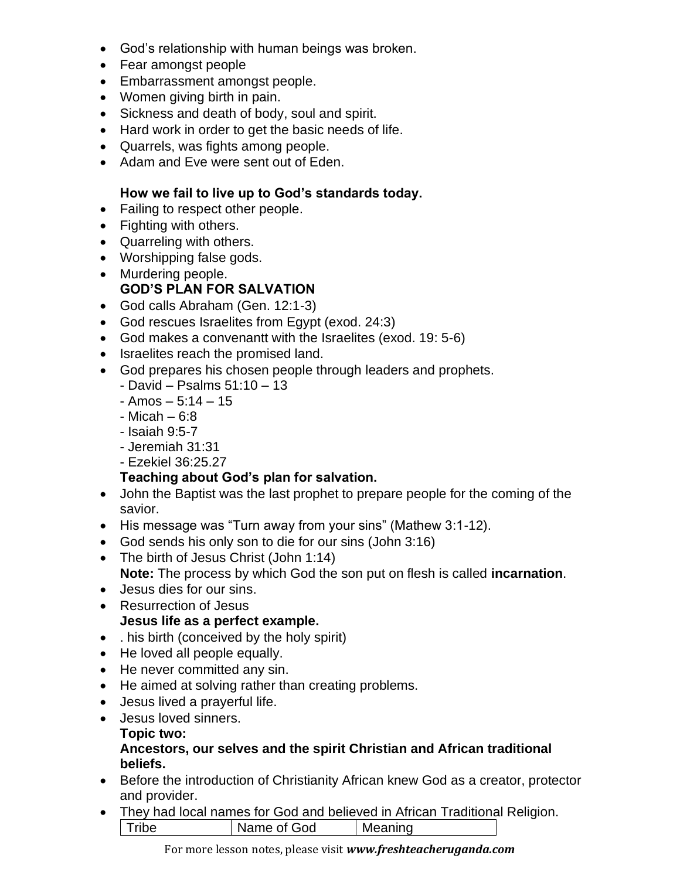- God's relationship with human beings was broken.
- Fear amongst people
- Embarrassment amongst people.
- Women giving birth in pain.
- Sickness and death of body, soul and spirit.
- Hard work in order to get the basic needs of life.
- Quarrels, was fights among people.
- Adam and Eve were sent out of Eden.

**How we fail to live up to God's standards today.**

- Failing to respect other people.
- Fighting with others.
- Quarreling with others.
- Worshipping false gods.
- Murdering people.

**GOD'S PLAN FOR SALVATION**

- God calls Abraham (Gen. 12:1-3)
- God rescues Israelites from Egypt (exod. 24:3)
- God makes a convenantt with the Israelites (exod. 19: 5-6)
- Israelites reach the promised land.
- God prepares his chosen people through leaders and prophets.
  - David – Psalms 51:10 – 13
  - Amos – 5:14 – 15
  - Micah – 6:8
  - Isaiah 9:5-7
  - Jeremiah 31:31
  - Ezekiel 36:25.27

**Teaching about God's plan for salvation.**

- John the Baptist was the last prophet to prepare people for the coming of the savior.
- His message was "Turn away from your sins" (Mathew 3:1-12).
- God sends his only son to die for our sins (John 3:16)
- The birth of Jesus Christ (John 1:14)
  **Note:** The process by which God the son put on flesh is called **incarnation**.
- Jesus dies for our sins.
- Resurrection of Jesus

**Jesus life as a perfect example.**

- . his birth (conceived by the holy spirit)
- He loved all people equally.
- He never committed any sin.
- He aimed at solving rather than creating problems.
- Jesus lived a prayerful life.
- Jesus loved sinners.

**Topic two:**

**Ancestors, our selves and the spirit Christian and African traditional beliefs.**

- Before the introduction of Christianity African knew God as a creator, protector and provider.
- They had local names for God and believed in African Traditional Religion.

| Tribe | Name of God | Meaning |
|---|---|---|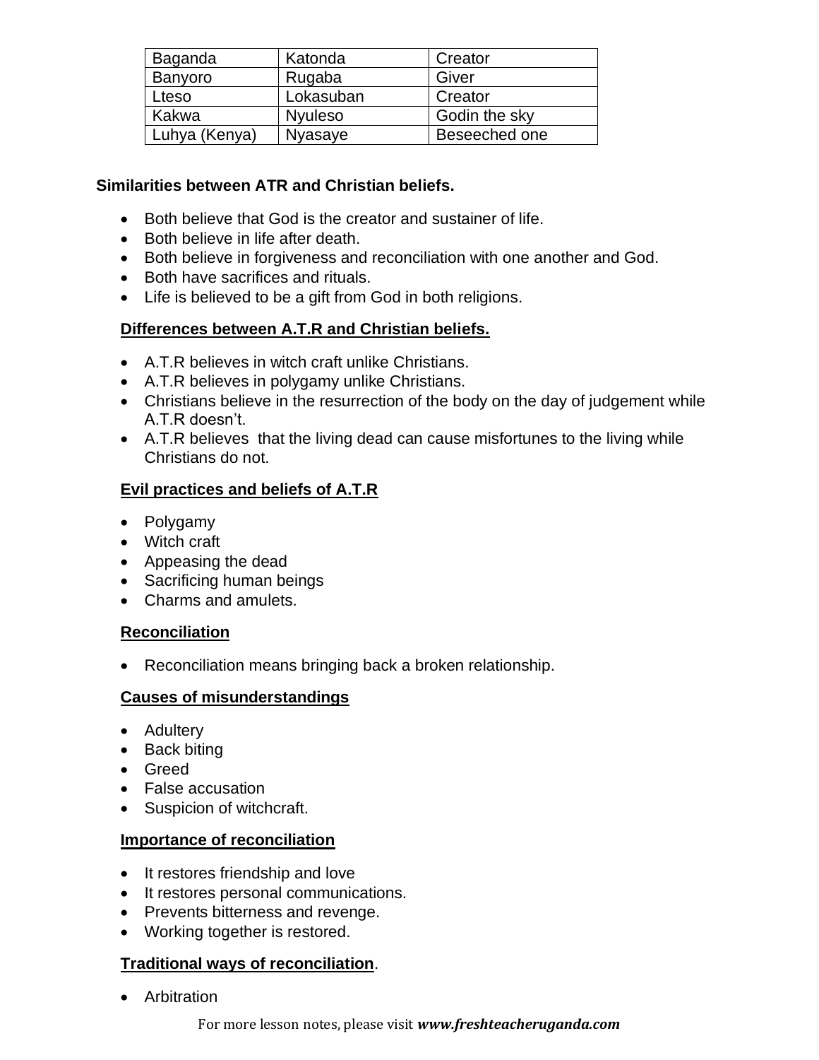| Baganda | Katonda | Creator |
|---|---|---|
| Banyoro | Rugaba | Giver |
| Lteso | Lokasuban | Creator |
| Kakwa | Nyuleso | Godin the sky |
| Luhya (Kenya) | Nyasaye | Beseeched one |

**Similarities between ATR and Christian beliefs.**

- Both believe that God is the creator and sustainer of life.
- Both believe in life after death.
- Both believe in forgiveness and reconciliation with one another and God.
- Both have sacrifices and rituals.
- Life is believed to be a gift from God in both religions.

**Differences between A.T.R and Christian beliefs.**

- A.T.R believes in witch craft unlike Christians.
- A.T.R believes in polygamy unlike Christians.
- Christians believe in the resurrection of the body on the day of judgement while A.T.R doesn't.
- A.T.R believes that the living dead can cause misfortunes to the living while Christians do not.

**Evil practices and beliefs of A.T.R**

- Polygamy
- Witch craft
- Appeasing the dead
- Sacrificing human beings
- Charms and amulets.

**Reconciliation**

- Reconciliation means bringing back a broken relationship.

**Causes of misunderstandings**

- Adultery
- Back biting
- Greed
- False accusation
- Suspicion of witchcraft.

**Importance of reconciliation**

- It restores friendship and love
- It restores personal communications.
- Prevents bitterness and revenge.
- Working together is restored.

**Traditional ways of reconciliation**.

- Arbitration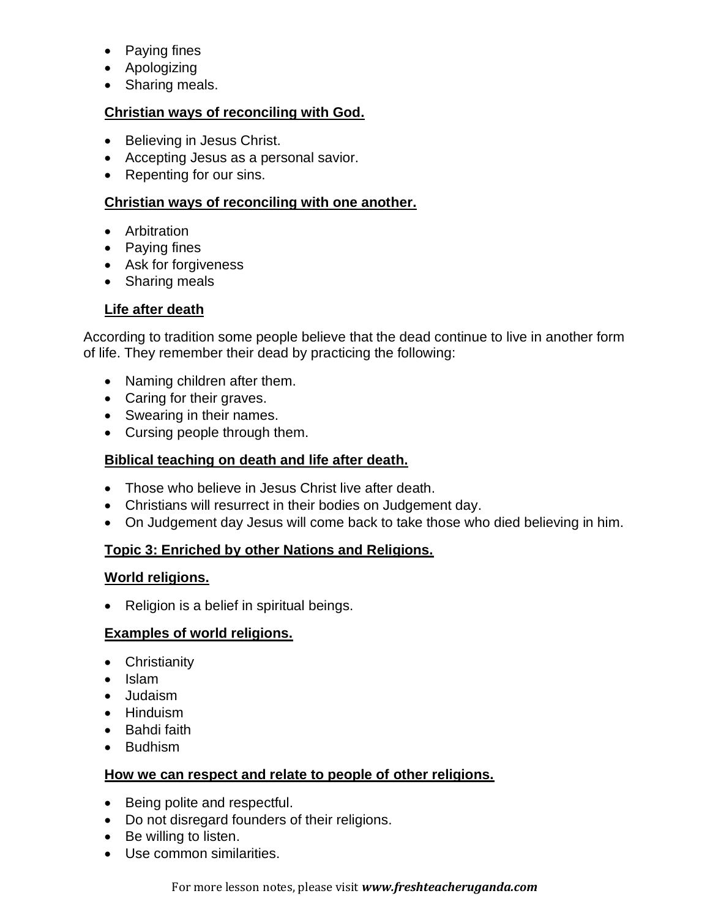- Paying fines
- Apologizing
- Sharing meals.

**Christian ways of reconciling with God.**

- Believing in Jesus Christ.
- Accepting Jesus as a personal savior.
- Repenting for our sins.

**Christian ways of reconciling with one another.**

- Arbitration
- Paying fines
- Ask for forgiveness
- Sharing meals

**Life after death**

According to tradition some people believe that the dead continue to live in another form of life. They remember their dead by practicing the following:

- Naming children after them.
- Caring for their graves.
- Swearing in their names.
- Cursing people through them.

**Biblical teaching on death and life after death.**

- Those who believe in Jesus Christ live after death.
- Christians will resurrect in their bodies on Judgement day.
- On Judgement day Jesus will come back to take those who died believing in him.

## Topic 3: Enriched by other Nations and Religions.

**World religions.**

- Religion is a belief in spiritual beings.

**Examples of world religions.**

- Christianity
- Islam
- Judaism
- Hinduism
- Bahdi faith
- Budhism

**How we can respect and relate to people of other religions.**

- Being polite and respectful.
- Do not disregard founders of their religions.
- Be willing to listen.
- Use common similarities.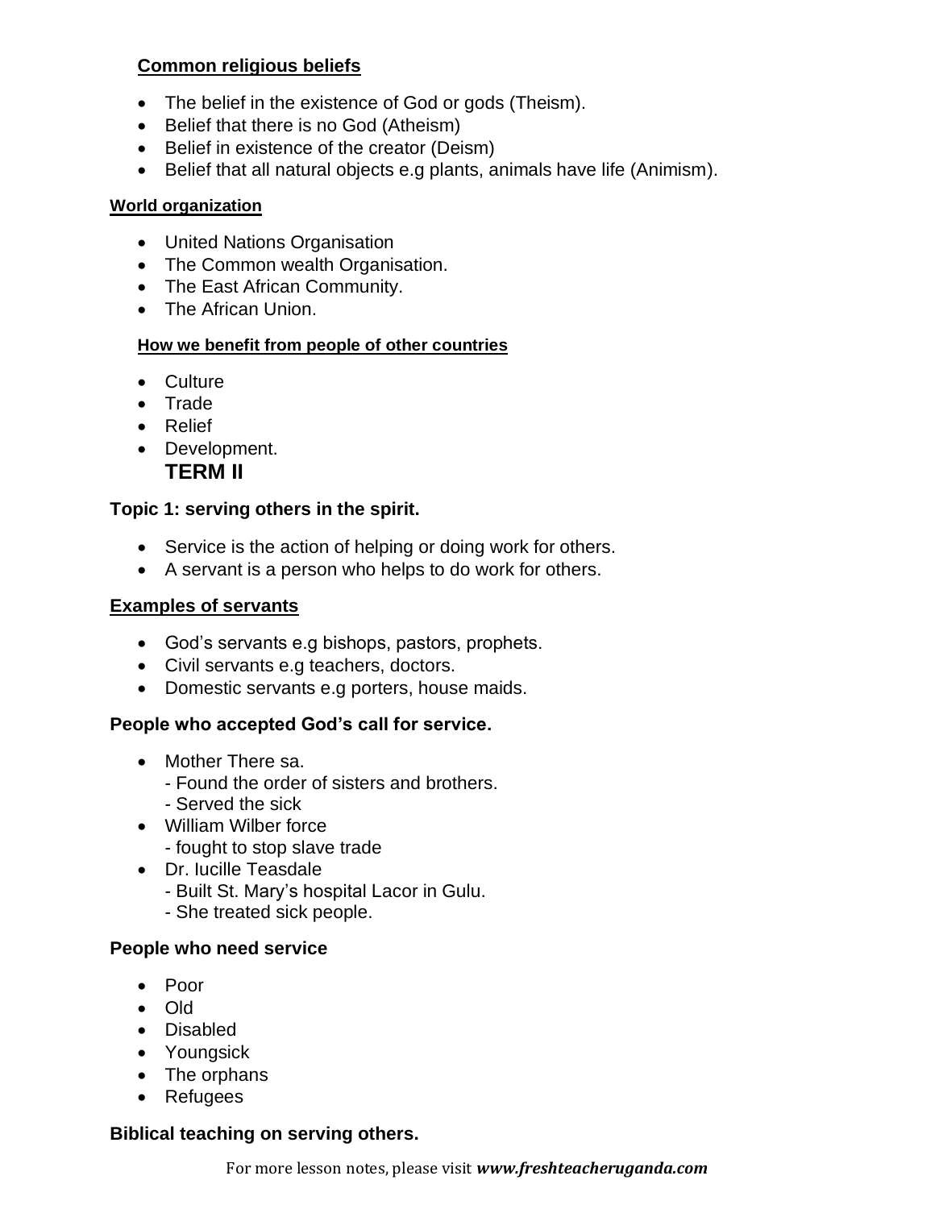**Common religious beliefs**

- The belief in the existence of God or gods (Theism).
- Belief that there is no God (Atheism)
- Belief in existence of the creator (Deism)
- Belief that all natural objects e.g plants, animals have life (Animism).

**World organization**

- United Nations Organisation
- The Common wealth Organisation.
- The East African Community.
- The African Union.

**How we benefit from people of other countries**

- Culture
- Trade
- Relief
- Development.

## TERM II

### Topic 1: serving others in the spirit.

- Service is the action of helping or doing work for others.
- A servant is a person who helps to do work for others.

**Examples of servants**

- God's servants e.g bishops, pastors, prophets.
- Civil servants e.g teachers, doctors.
- Domestic servants e.g porters, house maids.

**People who accepted God's call for service.**

- Mother There sa.
  - Found the order of sisters and brothers.
  - Served the sick
- William Wilber force
  - fought to stop slave trade
- Dr. lucille Teasdale
  - Built St. Mary's hospital Lacor in Gulu.
  - She treated sick people.

**People who need service**

- Poor
- Old
- Disabled
- Youngsick
- The orphans
- Refugees

**Biblical teaching on serving others.**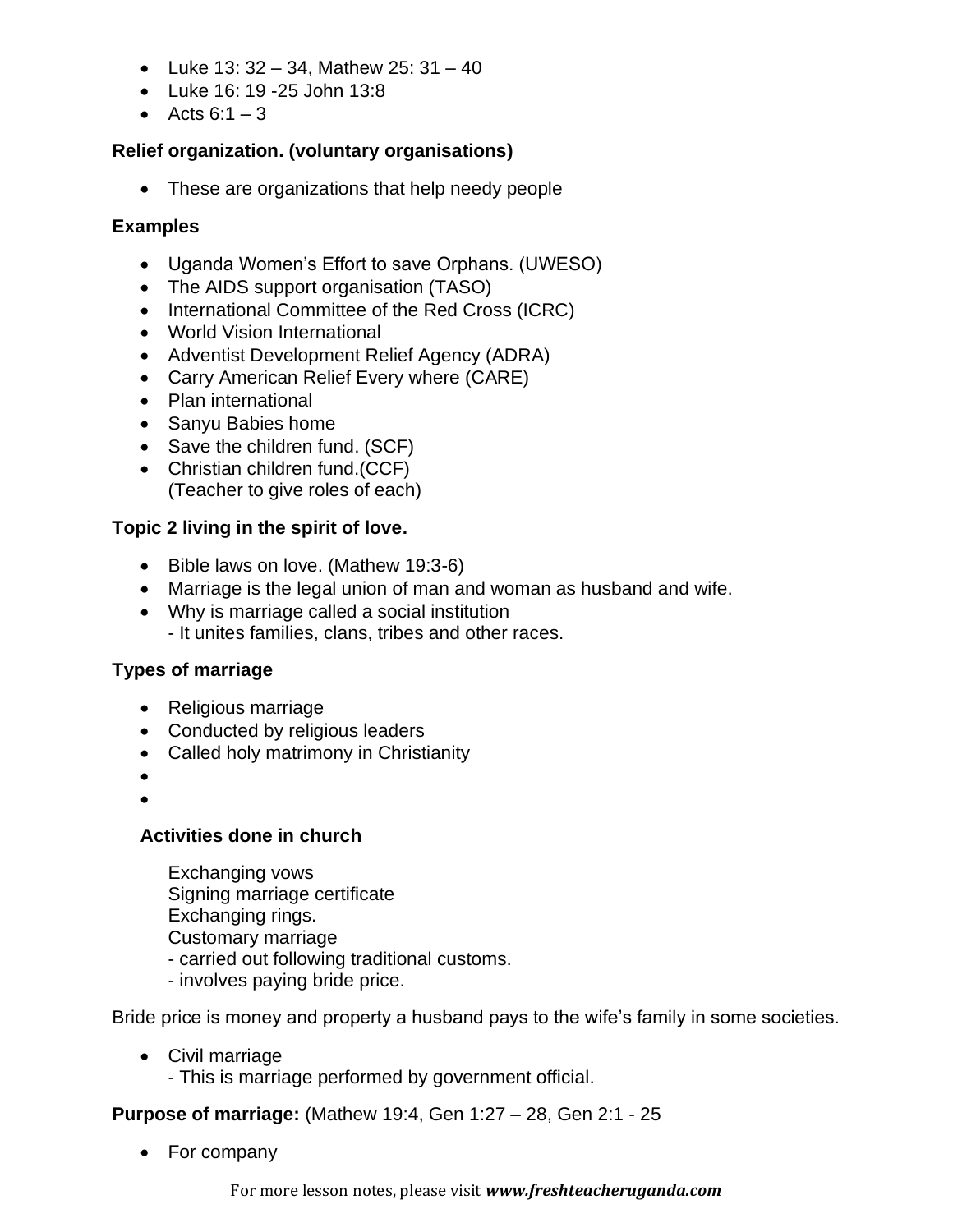- Luke 13: 32 – 34, Mathew 25: 31 – 40
- Luke 16: 19 -25 John 13:8
- Acts 6:1 – 3

**Relief organization. (voluntary organisations)**

- These are organizations that help needy people

**Examples**

- Uganda Women's Effort to save Orphans. (UWESO)
- The AIDS support organisation (TASO)
- International Committee of the Red Cross (ICRC)
- World Vision International
- Adventist Development Relief Agency (ADRA)
- Carry American Relief Every where (CARE)
- Plan international
- Sanyu Babies home
- Save the children fund. (SCF)
- Christian children fund.(CCF)
  (Teacher to give roles of each)

**Topic 2 living in the spirit of love.**

- Bible laws on love. (Mathew 19:3-6)
- Marriage is the legal union of man and woman as husband and wife.
- Why is marriage called a social institution
  - It unites families, clans, tribes and other races.

**Types of marriage**

- Religious marriage
- Conducted by religious leaders
- Called holy matrimony in Christianity

**Activities done in church**

Exchanging vows
Signing marriage certificate
Exchanging rings.
Customary marriage
- carried out following traditional customs.
- involves paying bride price.

Bride price is money and property a husband pays to the wife's family in some societies.

- Civil marriage
  - This is marriage performed by government official.

**Purpose of marriage:** (Mathew 19:4, Gen 1:27 – 28, Gen 2:1 - 25

- For company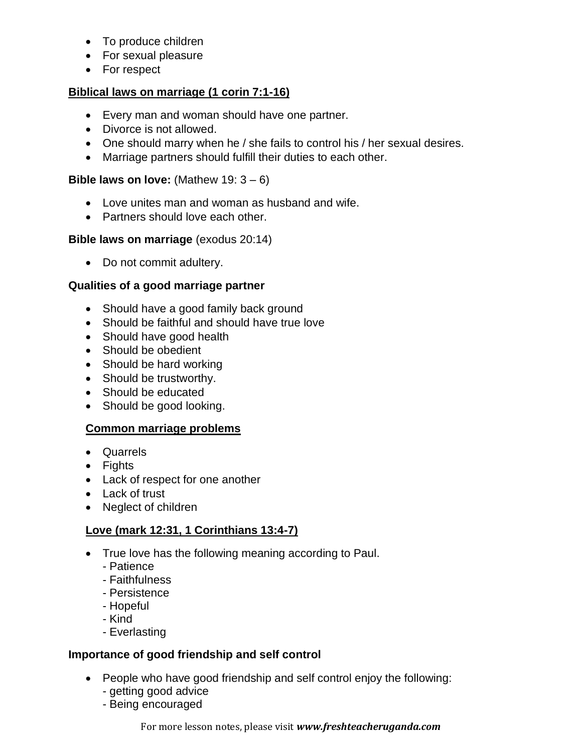- To produce children
- For sexual pleasure
- For respect

**Biblical laws on marriage (1 corin 7:1-16)**

- Every man and woman should have one partner.
- Divorce is not allowed.
- One should marry when he / she fails to control his / her sexual desires.
- Marriage partners should fulfill their duties to each other.

**Bible laws on love:** (Mathew 19: 3 – 6)

- Love unites man and woman as husband and wife.
- Partners should love each other.

**Bible laws on marriage** (exodus 20:14)

- Do not commit adultery.

**Qualities of a good marriage partner**

- Should have a good family back ground
- Should be faithful and should have true love
- Should have good health
- Should be obedient
- Should be hard working
- Should be trustworthy.
- Should be educated
- Should be good looking.

**Common marriage problems**

- Quarrels
- Fights
- Lack of respect for one another
- Lack of trust
- Neglect of children

**Love (mark 12:31, 1 Corinthians 13:4-7)**

- True love has the following meaning according to Paul.
  - Patience
  - Faithfulness
  - Persistence
  - Hopeful
  - Kind
  - Everlasting

**Importance of good friendship and self control**

- People who have good friendship and self control enjoy the following:
  - getting good advice
  - Being encouraged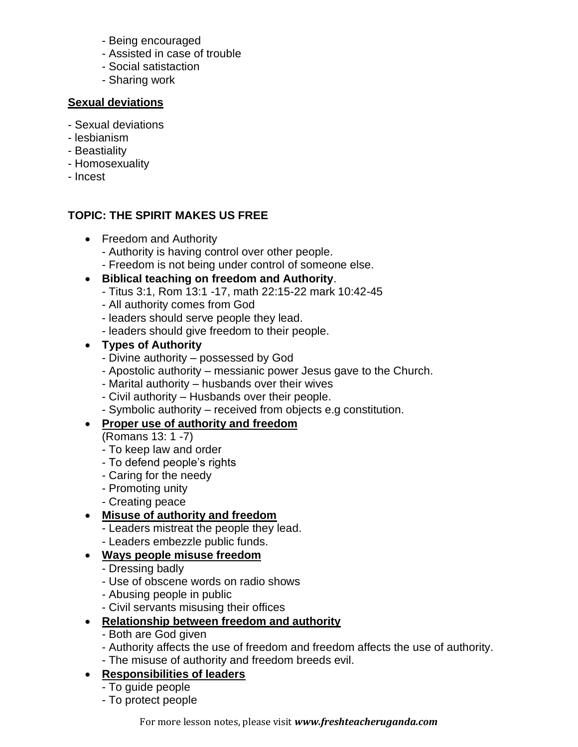- Being encouraged
- Assisted in case of trouble
- Social satistaction
- Sharing work

**Sexual deviations**

- Sexual deviations
- lesbianism
- Beastiality
- Homosexuality
- Incest

### TOPIC: THE SPIRIT MAKES US FREE

- Freedom and Authority
  - Authority is having control over other people.
  - Freedom is not being under control of someone else.
- **Biblical teaching on freedom and Authority**.
  - Titus 3:1, Rom 13:1 -17, math 22:15-22 mark 10:42-45
  - All authority comes from God
  - leaders should serve people they lead.
  - leaders should give freedom to their people.
- **Types of Authority**
  - Divine authority – possessed by God
  - Apostolic authority – messianic power Jesus gave to the Church.
  - Marital authority – husbands over their wives
  - Civil authority – Husbands over their people.
  - Symbolic authority – received from objects e.g constitution.
- **Proper use of authority and freedom**
  (Romans 13: 1 -7)
  - To keep law and order
  - To defend people's rights
  - Caring for the needy
  - Promoting unity
  - Creating peace
- **Misuse of authority and freedom**
  - Leaders mistreat the people they lead.
  - Leaders embezzle public funds.
- **Ways people misuse freedom**
  - Dressing badly
  - Use of obscene words on radio shows
  - Abusing people in public
  - Civil servants misusing their offices
- **Relationship between freedom and authority**
  - Both are God given
  - Authority affects the use of freedom and freedom affects the use of authority.
  - The misuse of authority and freedom breeds evil.
- **Responsibilities of leaders**
  - To guide people
  - To protect people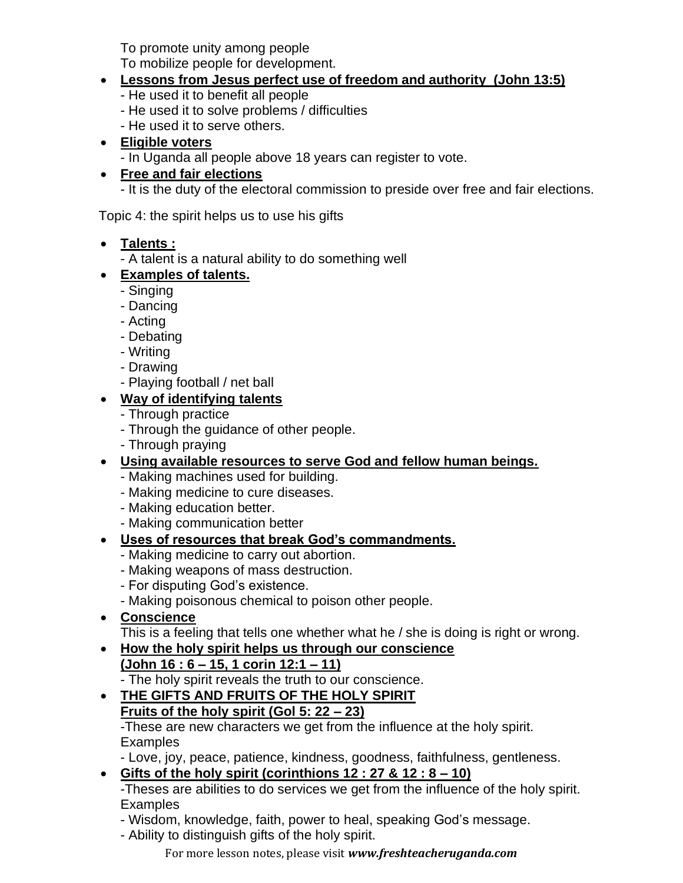To promote unity among people
To mobilize people for development.

- **Lessons from Jesus perfect use of freedom and authority (John 13:5)**
  - He used it to benefit all people
  - He used it to solve problems / difficulties
  - He used it to serve others.
- **Eligible voters**
  - In Uganda all people above 18 years can register to vote.
- **Free and fair elections**
  - It is the duty of the electoral commission to preside over free and fair elections.

Topic 4: the spirit helps us to use his gifts

- **Talents :**
  - A talent is a natural ability to do something well
- **Examples of talents.**
  - Singing
  - Dancing
  - Acting
  - Debating
  - Writing
  - Drawing
  - Playing football / net ball
- **Way of identifying talents**
  - Through practice
  - Through the guidance of other people.
  - Through praying
- **Using available resources to serve God and fellow human beings.**
  - Making machines used for building.
  - Making medicine to cure diseases.
  - Making education better.
  - Making communication better
- **Uses of resources that break God's commandments.**
  - Making medicine to carry out abortion.
  - Making weapons of mass destruction.
  - For disputing God's existence.
  - Making poisonous chemical to poison other people.
- **Conscience**
  This is a feeling that tells one whether what he / she is doing is right or wrong.
- **How the holy spirit helps us through our conscience (John 16 : 6 – 15, 1 corin 12:1 – 11)**
  - The holy spirit reveals the truth to our conscience.
- **THE GIFTS AND FRUITS OF THE HOLY SPIRIT**
  **Fruits of the holy spirit (Gol 5: 22 – 23)**
  -These are new characters we get from the influence at the holy spirit.
  Examples
  - Love, joy, peace, patience, kindness, goodness, faithfulness, gentleness.
- **Gifts of the holy spirit (corinthions 12 : 27 & 12 : 8 – 10)**
  -Theses are abilities to do services we get from the influence of the holy spirit.
  Examples
  - Wisdom, knowledge, faith, power to heal, speaking God's message.
  - Ability to distinguish gifts of the holy spirit.

For more lesson notes, please visit ***www.freshteacheruganda.com***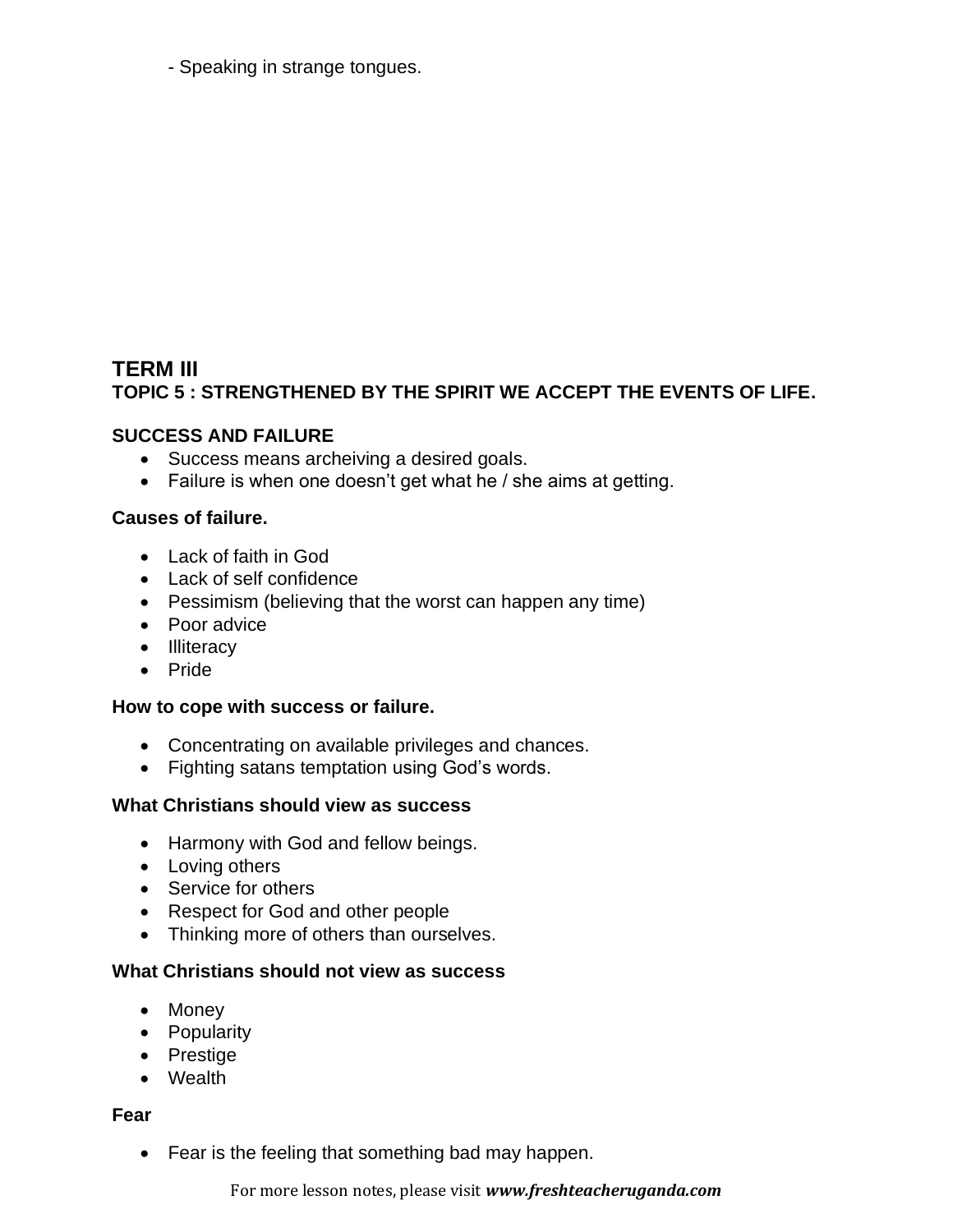- Speaking in strange tongues.

## TERM III

### TOPIC 5 : STRENGTHENED BY THE SPIRIT WE ACCEPT THE EVENTS OF LIFE.

**SUCCESS AND FAILURE**

- Success means archeiving a desired goals.
- Failure is when one doesn't get what he / she aims at getting.

**Causes of failure.**

- Lack of faith in God
- Lack of self confidence
- Pessimism (believing that the worst can happen any time)
- Poor advice
- Illiteracy
- Pride

**How to cope with success or failure.**

- Concentrating on available privileges and chances.
- Fighting satans temptation using God's words.

**What Christians should view as success**

- Harmony with God and fellow beings.
- Loving others
- Service for others
- Respect for God and other people
- Thinking more of others than ourselves.

**What Christians should not view as success**

- Money
- Popularity
- Prestige
- Wealth

**Fear**

- Fear is the feeling that something bad may happen.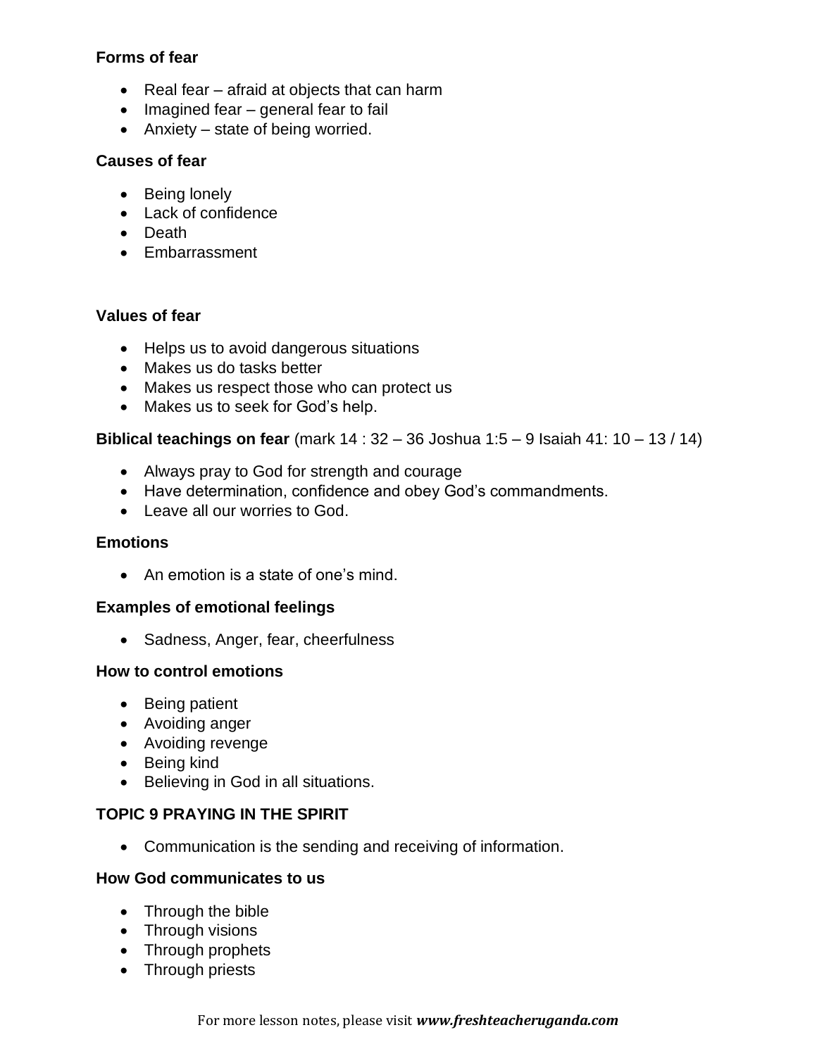**Forms of fear**

- Real fear – afraid at objects that can harm
- Imagined fear – general fear to fail
- Anxiety – state of being worried.

**Causes of fear**

- Being lonely
- Lack of confidence
- Death
- Embarrassment

**Values of fear**

- Helps us to avoid dangerous situations
- Makes us do tasks better
- Makes us respect those who can protect us
- Makes us to seek for God's help.

**Biblical teachings on fear** (mark 14 : 32 – 36 Joshua 1:5 – 9 Isaiah 41: 10 – 13 / 14)

- Always pray to God for strength and courage
- Have determination, confidence and obey God's commandments.
- Leave all our worries to God.

**Emotions**

- An emotion is a state of one's mind.

**Examples of emotional feelings**

- Sadness, Anger, fear, cheerfulness

**How to control emotions**

- Being patient
- Avoiding anger
- Avoiding revenge
- Being kind
- Believing in God in all situations.

**TOPIC 9 PRAYING IN THE SPIRIT**

- Communication is the sending and receiving of information.

**How God communicates to us**

- Through the bible
- Through visions
- Through prophets
- Through priests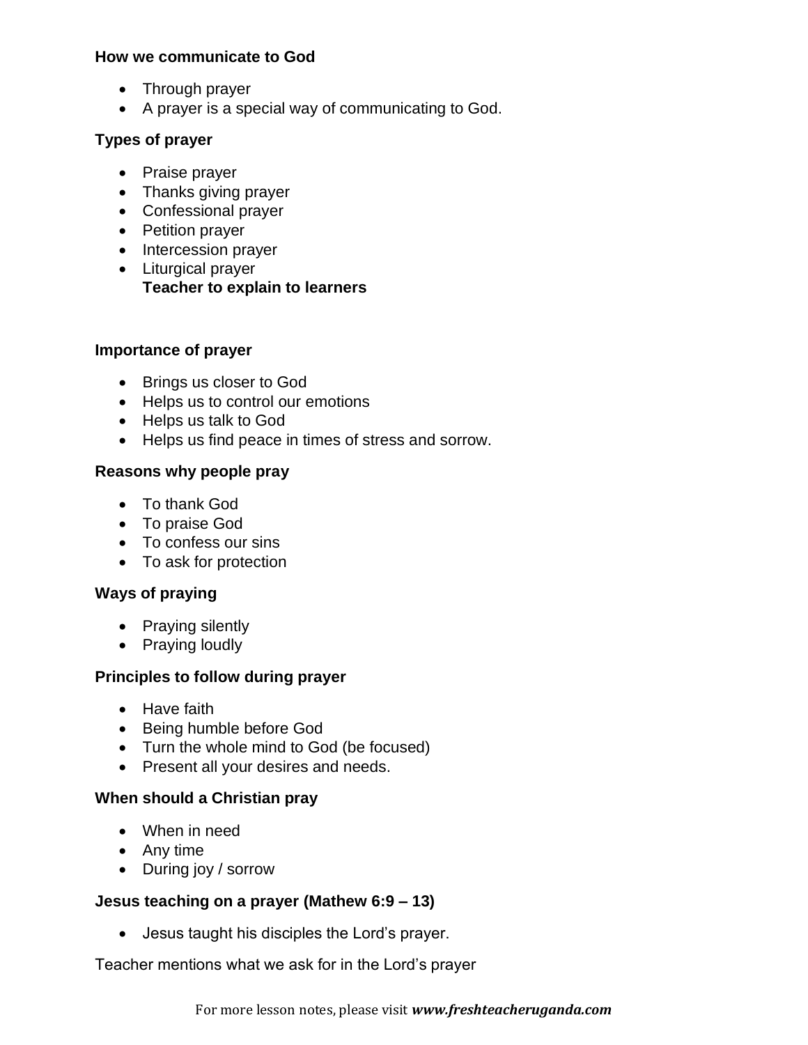**How we communicate to God**

- Through prayer
- A prayer is a special way of communicating to God.

**Types of prayer**

- Praise prayer
- Thanks giving prayer
- Confessional prayer
- Petition prayer
- Intercession prayer
- Liturgical prayer
  **Teacher to explain to learners**

**Importance of prayer**

- Brings us closer to God
- Helps us to control our emotions
- Helps us talk to God
- Helps us find peace in times of stress and sorrow.

**Reasons why people pray**

- To thank God
- To praise God
- To confess our sins
- To ask for protection

**Ways of praying**

- Praying silently
- Praying loudly

**Principles to follow during prayer**

- Have faith
- Being humble before God
- Turn the whole mind to God (be focused)
- Present all your desires and needs.

**When should a Christian pray**

- When in need
- Any time
- During joy / sorrow

**Jesus teaching on a prayer (Mathew 6:9 – 13)**

- Jesus taught his disciples the Lord's prayer.

Teacher mentions what we ask for in the Lord's prayer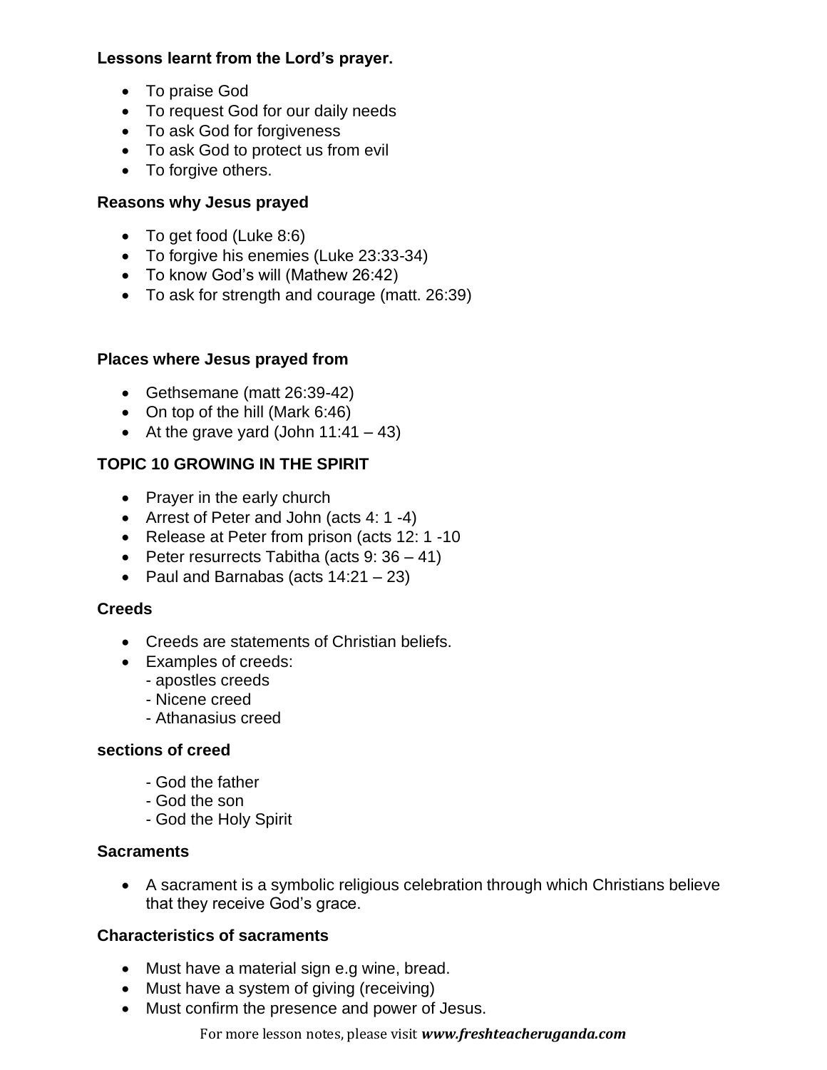**Lessons learnt from the Lord's prayer.**

- To praise God
- To request God for our daily needs
- To ask God for forgiveness
- To ask God to protect us from evil
- To forgive others.

**Reasons why Jesus prayed**

- To get food (Luke 8:6)
- To forgive his enemies (Luke 23:33-34)
- To know God's will (Mathew 26:42)
- To ask for strength and courage (matt. 26:39)

**Places where Jesus prayed from**

- Gethsemane (matt 26:39-42)
- On top of the hill (Mark 6:46)
- At the grave yard (John 11:41 – 43)

**TOPIC 10 GROWING IN THE SPIRIT**

- Prayer in the early church
- Arrest of Peter and John (acts 4: 1 -4)
- Release at Peter from prison (acts 12: 1 -10
- Peter resurrects Tabitha (acts 9: 36 – 41)
- Paul and Barnabas (acts 14:21 – 23)

**Creeds**

- Creeds are statements of Christian beliefs.
- Examples of creeds:
  - apostles creeds
  - Nicene creed
  - Athanasius creed

**sections of creed**

- God the father
- God the son
- God the Holy Spirit

**Sacraments**

- A sacrament is a symbolic religious celebration through which Christians believe that they receive God's grace.

**Characteristics of sacraments**

- Must have a material sign e.g wine, bread.
- Must have a system of giving (receiving)
- Must confirm the presence and power of Jesus.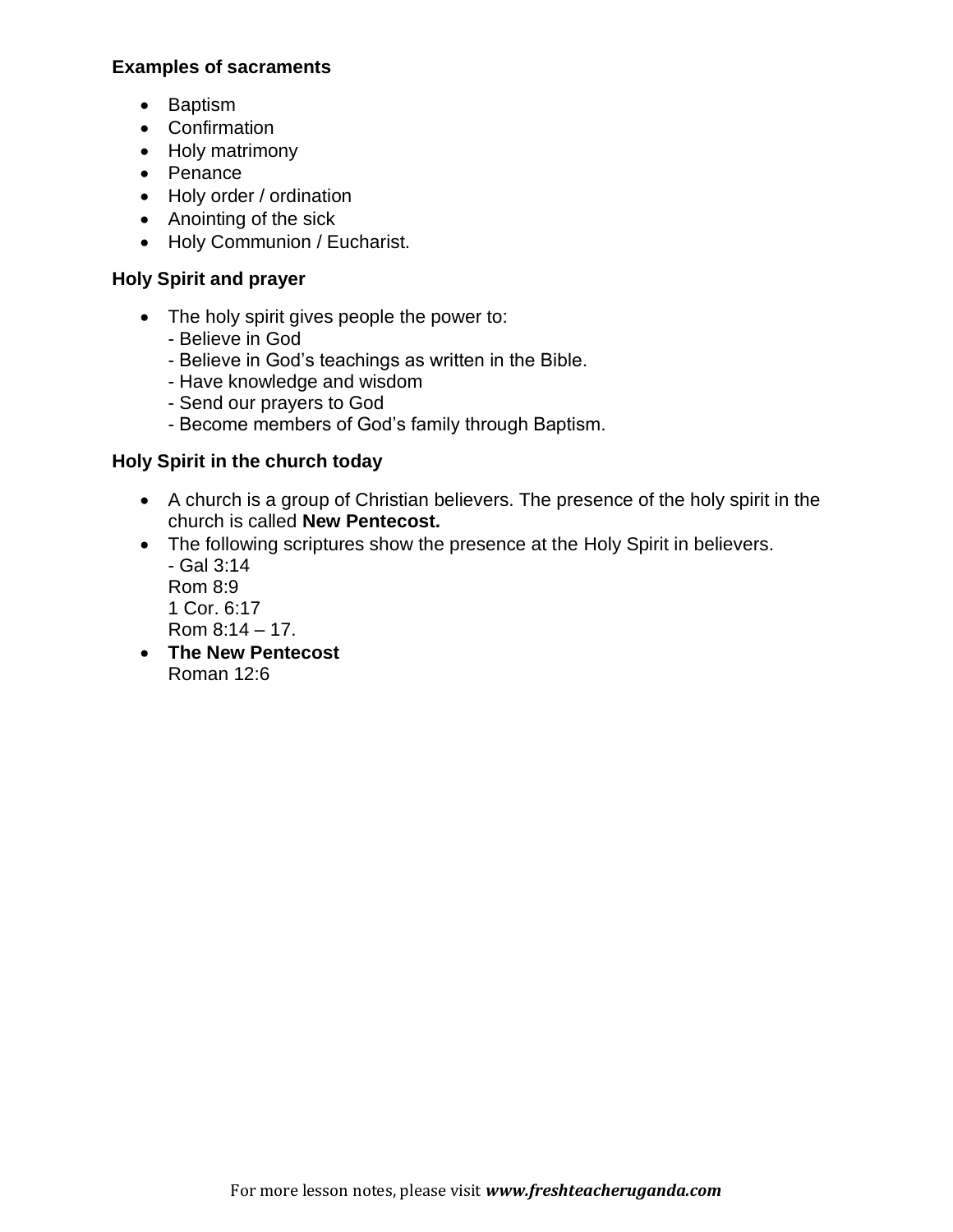**Examples of sacraments**

- Baptism
- Confirmation
- Holy matrimony
- Penance
- Holy order / ordination
- Anointing of the sick
- Holy Communion / Eucharist.

**Holy Spirit and prayer**

- The holy spirit gives people the power to:
  - Believe in God
  - Believe in God's teachings as written in the Bible.
  - Have knowledge and wisdom
  - Send our prayers to God
  - Become members of God's family through Baptism.

**Holy Spirit in the church today**

- A church is a group of Christian believers. The presence of the holy spirit in the church is called **New Pentecost.**
- The following scriptures show the presence at the Holy Spirit in believers.
  - Gal 3:14
  Rom 8:9
  1 Cor. 6:17
  Rom 8:14 – 17.
- **The New Pentecost**
  Roman 12:6